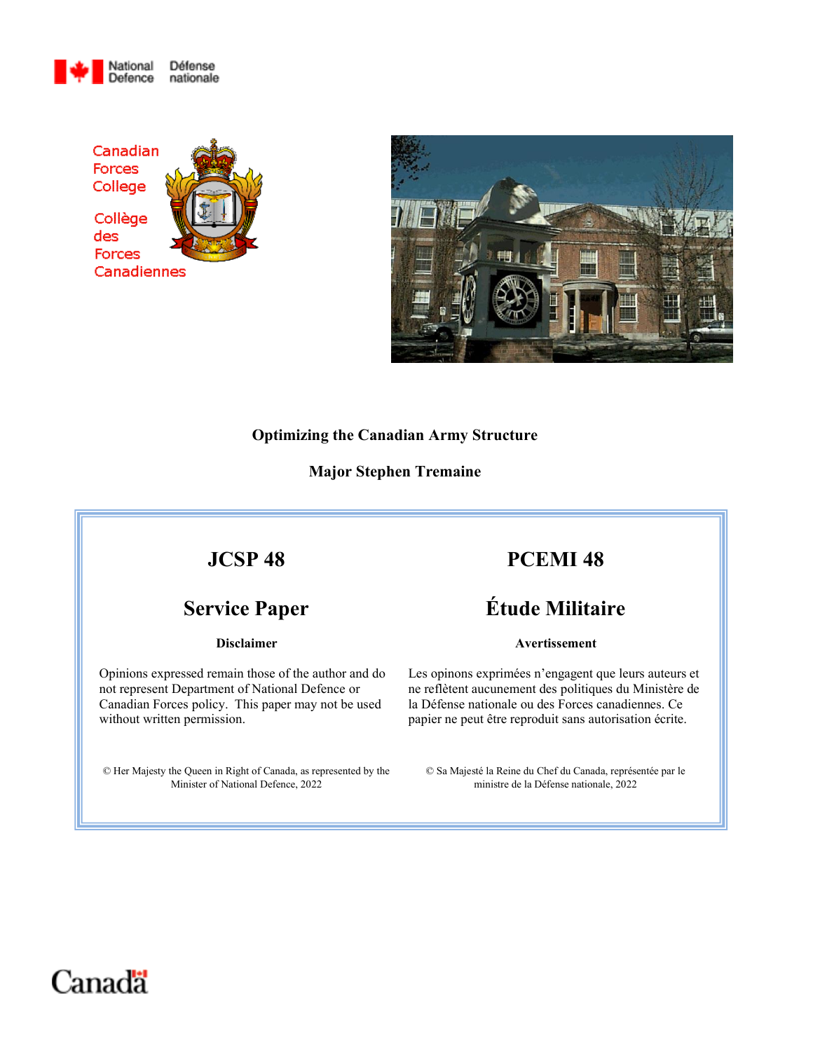National Defence / Défense nationale

Canadian Forces College

Collège des Forces Canadiennes

**Optimizing the Canadian Army Structure**

**Major Stephen Tremaine**

| JCSP 48 | PCEMI 48 |
| --- | --- |
| **Service Paper** | **Étude Militaire** |
| **Disclaimer** | **Avertissement** |
| Opinions expressed remain those of the author and do not represent Department of National Defence or Canadian Forces policy. This paper may not be used without written permission. | Les opinons exprimées n'engagent que leurs auteurs et ne reflètent aucunement des politiques du Ministère de la Défense nationale ou des Forces canadiennes. Ce papier ne peut être reproduit sans autorisation écrite. |
| © Her Majesty the Queen in Right of Canada, as represented by the Minister of National Defence, 2022 | © Sa Majesté la Reine du Chef du Canada, représentée par le ministre de la Défense nationale, 2022 |

Canada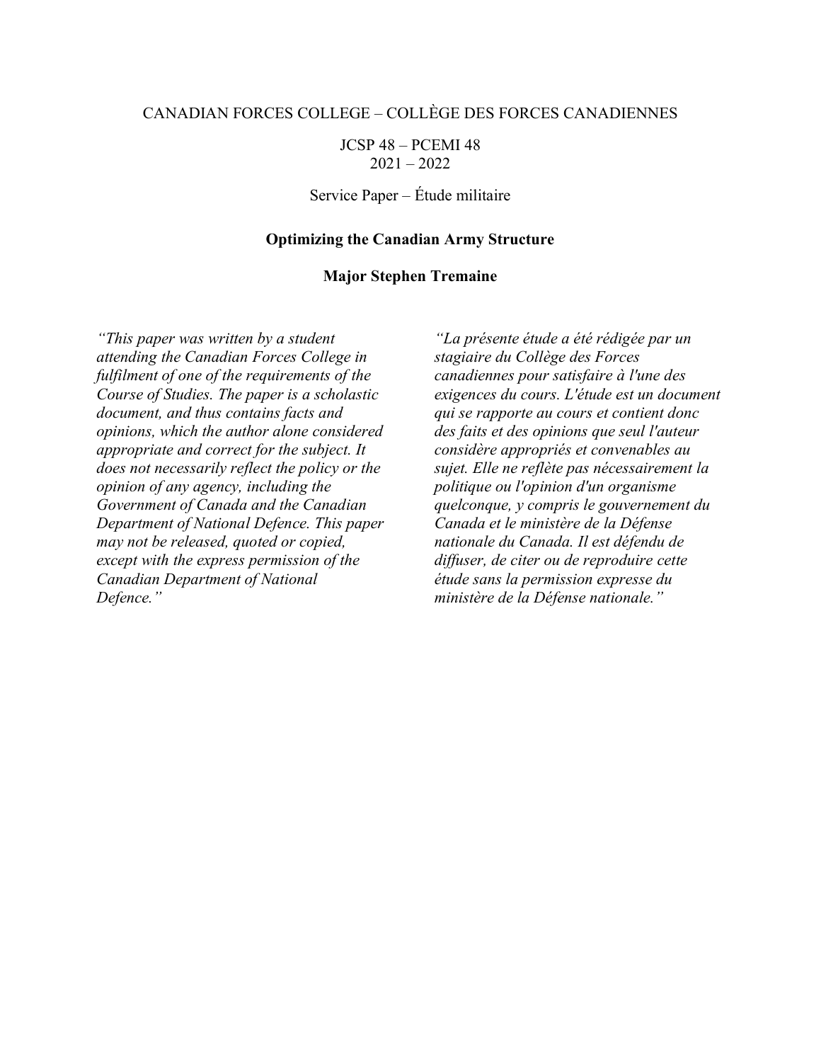CANADIAN FORCES COLLEGE – COLLÈGE DES FORCES CANADIENNES

JCSP 48 – PCEMI 48
2021 – 2022

Service Paper – Étude militaire

**Optimizing the Canadian Army Structure**

**Major Stephen Tremaine**

*"This paper was written by a student attending the Canadian Forces College in fulfilment of one of the requirements of the Course of Studies. The paper is a scholastic document, and thus contains facts and opinions, which the author alone considered appropriate and correct for the subject. It does not necessarily reflect the policy or the opinion of any agency, including the Government of Canada and the Canadian Department of National Defence. This paper may not be released, quoted or copied, except with the express permission of the Canadian Department of National Defence."*

*"La présente étude a été rédigée par un stagiaire du Collège des Forces canadiennes pour satisfaire à l'une des exigences du cours. L'étude est un document qui se rapporte au cours et contient donc des faits et des opinions que seul l'auteur considère appropriés et convenables au sujet. Elle ne reflète pas nécessairement la politique ou l'opinion d'un organisme quelconque, y compris le gouvernement du Canada et le ministère de la Défense nationale du Canada. Il est défendu de diffuser, de citer ou de reproduire cette étude sans la permission expresse du ministère de la Défense nationale."*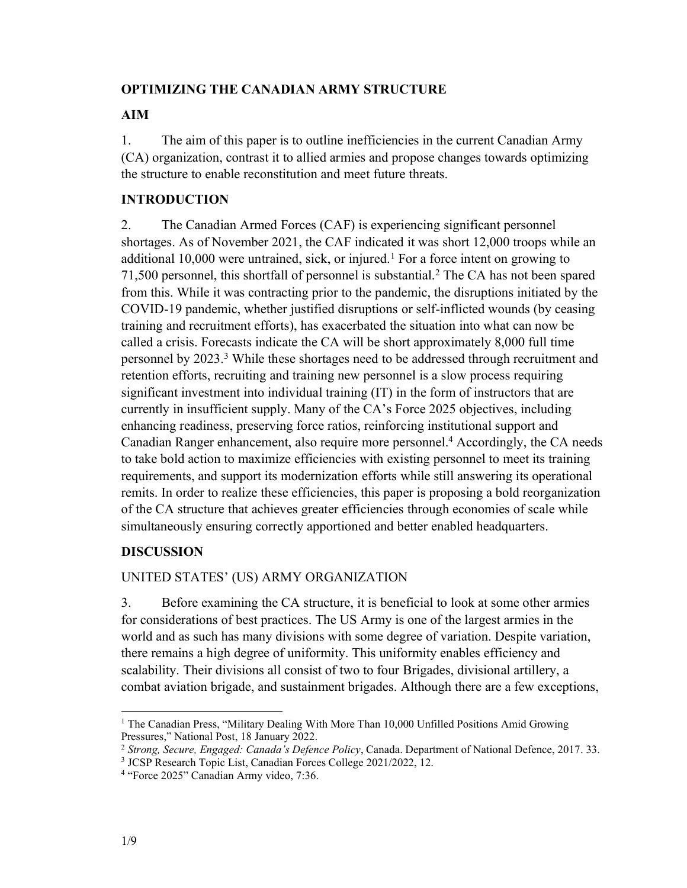## OPTIMIZING THE CANADIAN ARMY STRUCTURE

### AIM

1. The aim of this paper is to outline inefficiencies in the current Canadian Army (CA) organization, contrast it to allied armies and propose changes towards optimizing the structure to enable reconstitution and meet future threats.

### INTRODUCTION

2. The Canadian Armed Forces (CAF) is experiencing significant personnel shortages. As of November 2021, the CAF indicated it was short 12,000 troops while an additional 10,000 were untrained, sick, or injured.[1] For a force intent on growing to 71,500 personnel, this shortfall of personnel is substantial.[2] The CA has not been spared from this. While it was contracting prior to the pandemic, the disruptions initiated by the COVID-19 pandemic, whether justified disruptions or self-inflicted wounds (by ceasing training and recruitment efforts), has exacerbated the situation into what can now be called a crisis. Forecasts indicate the CA will be short approximately 8,000 full time personnel by 2023.[3] While these shortages need to be addressed through recruitment and retention efforts, recruiting and training new personnel is a slow process requiring significant investment into individual training (IT) in the form of instructors that are currently in insufficient supply. Many of the CA's Force 2025 objectives, including enhancing readiness, preserving force ratios, reinforcing institutional support and Canadian Ranger enhancement, also require more personnel.[4] Accordingly, the CA needs to take bold action to maximize efficiencies with existing personnel to meet its training requirements, and support its modernization efforts while still answering its operational remits. In order to realize these efficiencies, this paper is proposing a bold reorganization of the CA structure that achieves greater efficiencies through economies of scale while simultaneously ensuring correctly apportioned and better enabled headquarters.

### DISCUSSION

UNITED STATES' (US) ARMY ORGANIZATION

3. Before examining the CA structure, it is beneficial to look at some other armies for considerations of best practices. The US Army is one of the largest armies in the world and as such has many divisions with some degree of variation. Despite variation, there remains a high degree of uniformity. This uniformity enables efficiency and scalability. Their divisions all consist of two to four Brigades, divisional artillery, a combat aviation brigade, and sustainment brigades. Although there are a few exceptions,

---

[1] The Canadian Press, "Military Dealing With More Than 10,000 Unfilled Positions Amid Growing Pressures," National Post, 18 January 2022.

[2] *Strong, Secure, Engaged: Canada's Defence Policy*, Canada. Department of National Defence, 2017. 33.

[3] JCSP Research Topic List, Canadian Forces College 2021/2022, 12.

[4] "Force 2025" Canadian Army video, 7:36.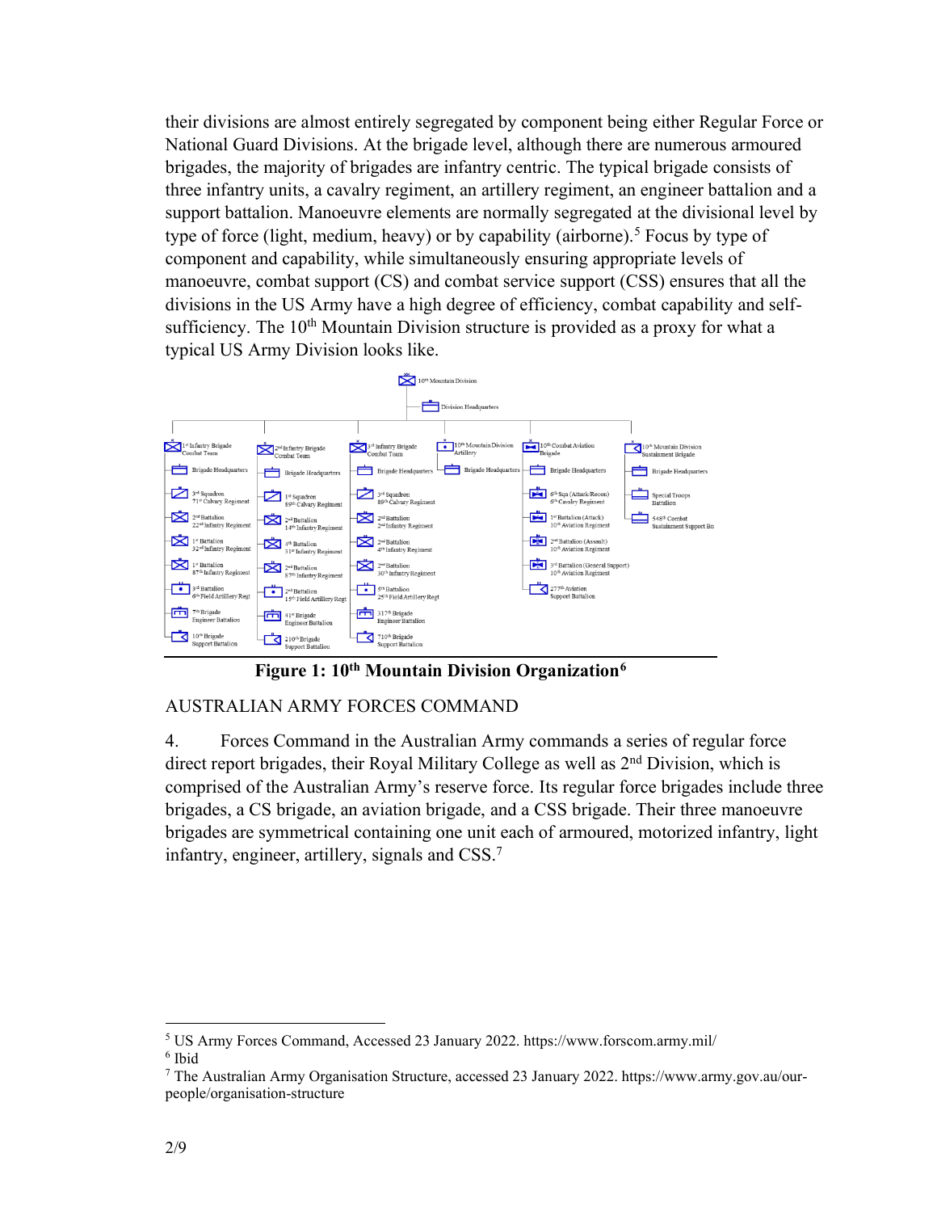their divisions are almost entirely segregated by component being either Regular Force or National Guard Divisions. At the brigade level, although there are numerous armoured brigades, the majority of brigades are infantry centric. The typical brigade consists of three infantry units, a cavalry regiment, an artillery regiment, an engineer battalion and a support battalion. Manoeuvre elements are normally segregated at the divisional level by type of force (light, medium, heavy) or by capability (airborne).[5] Focus by type of component and capability, while simultaneously ensuring appropriate levels of manoeuvre, combat support (CS) and combat service support (CSS) ensures that all the divisions in the US Army have a high degree of efficiency, combat capability and self-sufficiency. The 10th Mountain Division structure is provided as a proxy for what a typical US Army Division looks like.

**Figure 1: 10th Mountain Division Organization[6]**

AUSTRALIAN ARMY FORCES COMMAND

4. Forces Command in the Australian Army commands a series of regular force direct report brigades, their Royal Military College as well as 2nd Division, which is comprised of the Australian Army's reserve force. Its regular force brigades include three brigades, a CS brigade, an aviation brigade, and a CSS brigade. Their three manoeuvre brigades are symmetrical containing one unit each of armoured, motorized infantry, light infantry, engineer, artillery, signals and CSS.[7]

---

[5] US Army Forces Command, Accessed 23 January 2022. https://www.forscom.army.mil/

[6] Ibid

[7] The Australian Army Organisation Structure, accessed 23 January 2022. https://www.army.gov.au/our-people/organisation-structure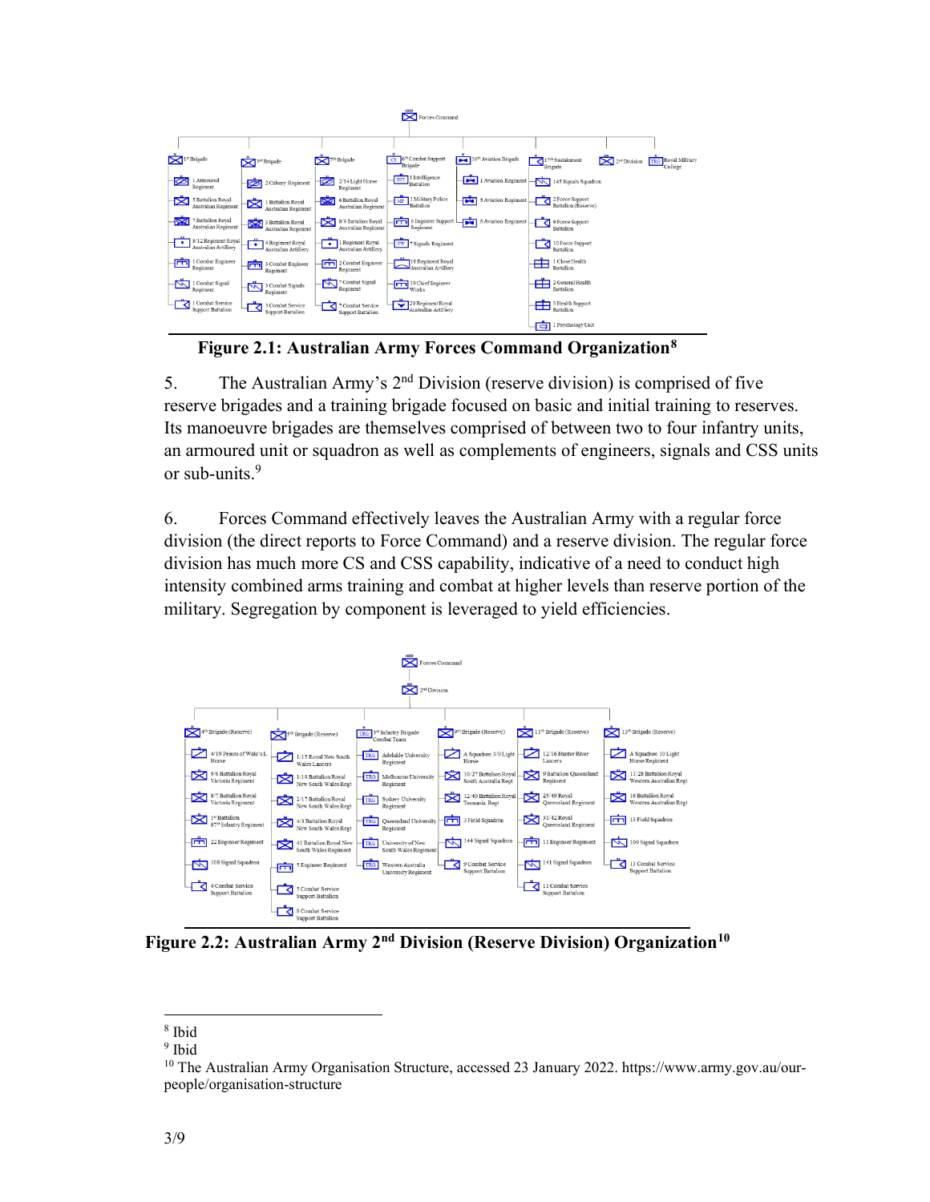**Figure 2.1: Australian Army Forces Command Organization**[8]

5. The Australian Army's 2nd Division (reserve division) is comprised of five reserve brigades and a training brigade focused on basic and initial training to reserves. Its manoeuvre brigades are themselves comprised of between two to four infantry units, an armoured unit or squadron as well as complements of engineers, signals and CSS units or sub-units.[9]

6. Forces Command effectively leaves the Australian Army with a regular force division (the direct reports to Force Command) and a reserve division. The regular force division has much more CS and CSS capability, indicative of a need to conduct high intensity combined arms training and combat at higher levels than reserve portion of the military. Segregation by component is leveraged to yield efficiencies.

**Figure 2.2: Australian Army 2nd Division (Reserve Division) Organization**[10]

---

[8] Ibid

[9] Ibid

[10] The Australian Army Organisation Structure, accessed 23 January 2022. https://www.army.gov.au/our-people/organisation-structure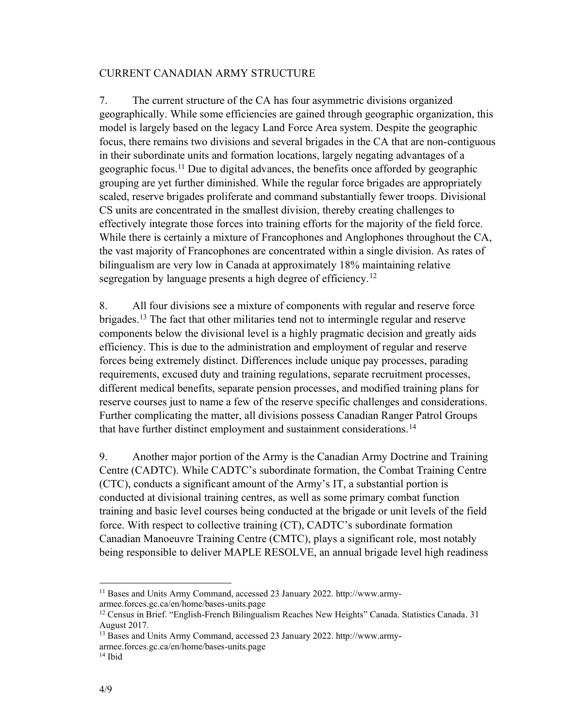## CURRENT CANADIAN ARMY STRUCTURE

7. The current structure of the CA has four asymmetric divisions organized geographically. While some efficiencies are gained through geographic organization, this model is largely based on the legacy Land Force Area system. Despite the geographic focus, there remains two divisions and several brigades in the CA that are non-contiguous in their subordinate units and formation locations, largely negating advantages of a geographic focus.[11] Due to digital advances, the benefits once afforded by geographic grouping are yet further diminished. While the regular force brigades are appropriately scaled, reserve brigades proliferate and command substantially fewer troops. Divisional CS units are concentrated in the smallest division, thereby creating challenges to effectively integrate those forces into training efforts for the majority of the field force. While there is certainly a mixture of Francophones and Anglophones throughout the CA, the vast majority of Francophones are concentrated within a single division. As rates of bilingualism are very low in Canada at approximately 18% maintaining relative segregation by language presents a high degree of efficiency.[12]

8. All four divisions see a mixture of components with regular and reserve force brigades.[13] The fact that other militaries tend not to intermingle regular and reserve components below the divisional level is a highly pragmatic decision and greatly aids efficiency. This is due to the administration and employment of regular and reserve forces being extremely distinct. Differences include unique pay processes, parading requirements, excused duty and training regulations, separate recruitment processes, different medical benefits, separate pension processes, and modified training plans for reserve courses just to name a few of the reserve specific challenges and considerations. Further complicating the matter, all divisions possess Canadian Ranger Patrol Groups that have further distinct employment and sustainment considerations.[14]

9. Another major portion of the Army is the Canadian Army Doctrine and Training Centre (CADTC). While CADTC's subordinate formation, the Combat Training Centre (CTC), conducts a significant amount of the Army's IT, a substantial portion is conducted at divisional training centres, as well as some primary combat function training and basic level courses being conducted at the brigade or unit levels of the field force. With respect to collective training (CT), CADTC's subordinate formation Canadian Manoeuvre Training Centre (CMTC), plays a significant role, most notably being responsible to deliver MAPLE RESOLVE, an annual brigade level high readiness

---

[11] Bases and Units Army Command, accessed 23 January 2022. http://www.army-armee.forces.gc.ca/en/home/bases-units.page

[12] Census in Brief. "English-French Bilingualism Reaches New Heights" Canada. Statistics Canada. 31 August 2017.

[13] Bases and Units Army Command, accessed 23 January 2022. http://www.army-armee.forces.gc.ca/en/home/bases-units.page

[14] Ibid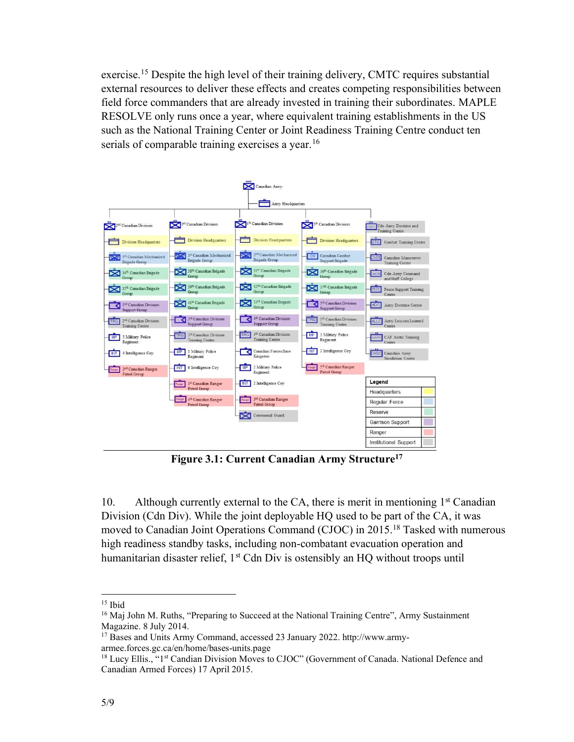exercise.[15] Despite the high level of their training delivery, CMTC requires substantial external resources to deliver these effects and creates competing responsibilities between field force commanders that are already invested in training their subordinates. MAPLE RESOLVE only runs once a year, where equivalent training establishments in the US such as the National Training Center or Joint Readiness Training Centre conduct ten serials of comparable training exercises a year.[16]

**Figure 3.1: Current Canadian Army Structure[17]**

10. Although currently external to the CA, there is merit in mentioning 1st Canadian Division (Cdn Div). While the joint deployable HQ used to be part of the CA, it was moved to Canadian Joint Operations Command (CJOC) in 2015.[18] Tasked with numerous high readiness standby tasks, including non-combatant evacuation operation and humanitarian disaster relief, 1st Cdn Div is ostensibly an HQ without troops until

---

[15] Ibid

[16] Maj John M. Ruths, "Preparing to Succeed at the National Training Centre", Army Sustainment Magazine. 8 July 2014.

[17] Bases and Units Army Command, accessed 23 January 2022. http://www.army-armee.forces.gc.ca/en/home/bases-units.page

[18] Lucy Ellis., "1st Candian Division Moves to CJOC" (Government of Canada. National Defence and Canadian Armed Forces) 17 April 2015.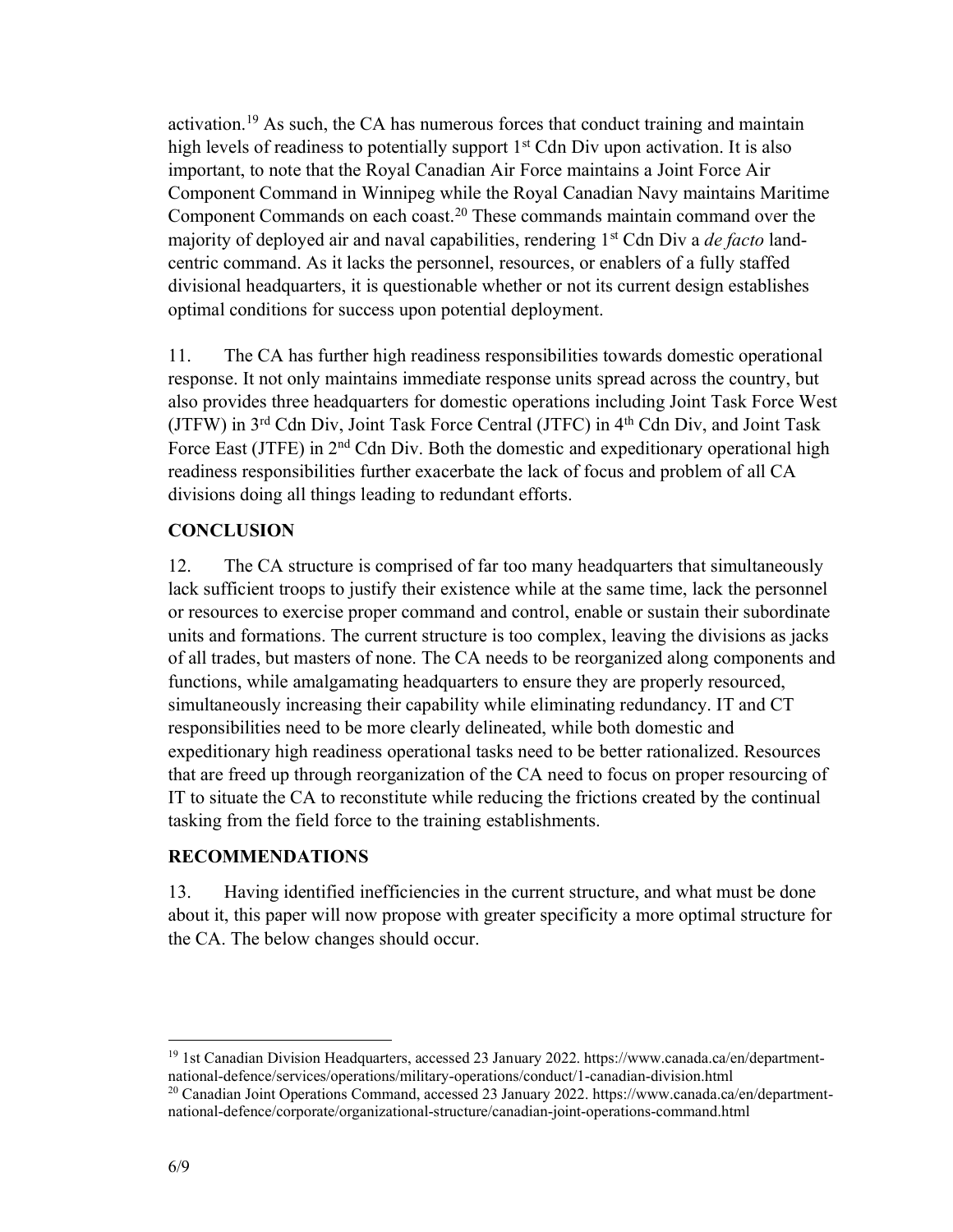activation.[19] As such, the CA has numerous forces that conduct training and maintain high levels of readiness to potentially support 1st Cdn Div upon activation. It is also important, to note that the Royal Canadian Air Force maintains a Joint Force Air Component Command in Winnipeg while the Royal Canadian Navy maintains Maritime Component Commands on each coast.[20] These commands maintain command over the majority of deployed air and naval capabilities, rendering 1st Cdn Div a *de facto* land-centric command. As it lacks the personnel, resources, or enablers of a fully staffed divisional headquarters, it is questionable whether or not its current design establishes optimal conditions for success upon potential deployment.

11. The CA has further high readiness responsibilities towards domestic operational response. It not only maintains immediate response units spread across the country, but also provides three headquarters for domestic operations including Joint Task Force West (JTFW) in 3rd Cdn Div, Joint Task Force Central (JTFC) in 4th Cdn Div, and Joint Task Force East (JTFE) in 2nd Cdn Div. Both the domestic and expeditionary operational high readiness responsibilities further exacerbate the lack of focus and problem of all CA divisions doing all things leading to redundant efforts.

## CONCLUSION

12. The CA structure is comprised of far too many headquarters that simultaneously lack sufficient troops to justify their existence while at the same time, lack the personnel or resources to exercise proper command and control, enable or sustain their subordinate units and formations. The current structure is too complex, leaving the divisions as jacks of all trades, but masters of none. The CA needs to be reorganized along components and functions, while amalgamating headquarters to ensure they are properly resourced, simultaneously increasing their capability while eliminating redundancy. IT and CT responsibilities need to be more clearly delineated, while both domestic and expeditionary high readiness operational tasks need to be better rationalized. Resources that are freed up through reorganization of the CA need to focus on proper resourcing of IT to situate the CA to reconstitute while reducing the frictions created by the continual tasking from the field force to the training establishments.

## RECOMMENDATIONS

13. Having identified inefficiencies in the current structure, and what must be done about it, this paper will now propose with greater specificity a more optimal structure for the CA. The below changes should occur.

---

[19] 1st Canadian Division Headquarters, accessed 23 January 2022. https://www.canada.ca/en/department-national-defence/services/operations/military-operations/conduct/1-canadian-division.html

[20] Canadian Joint Operations Command, accessed 23 January 2022. https://www.canada.ca/en/department-national-defence/corporate/organizational-structure/canadian-joint-operations-command.html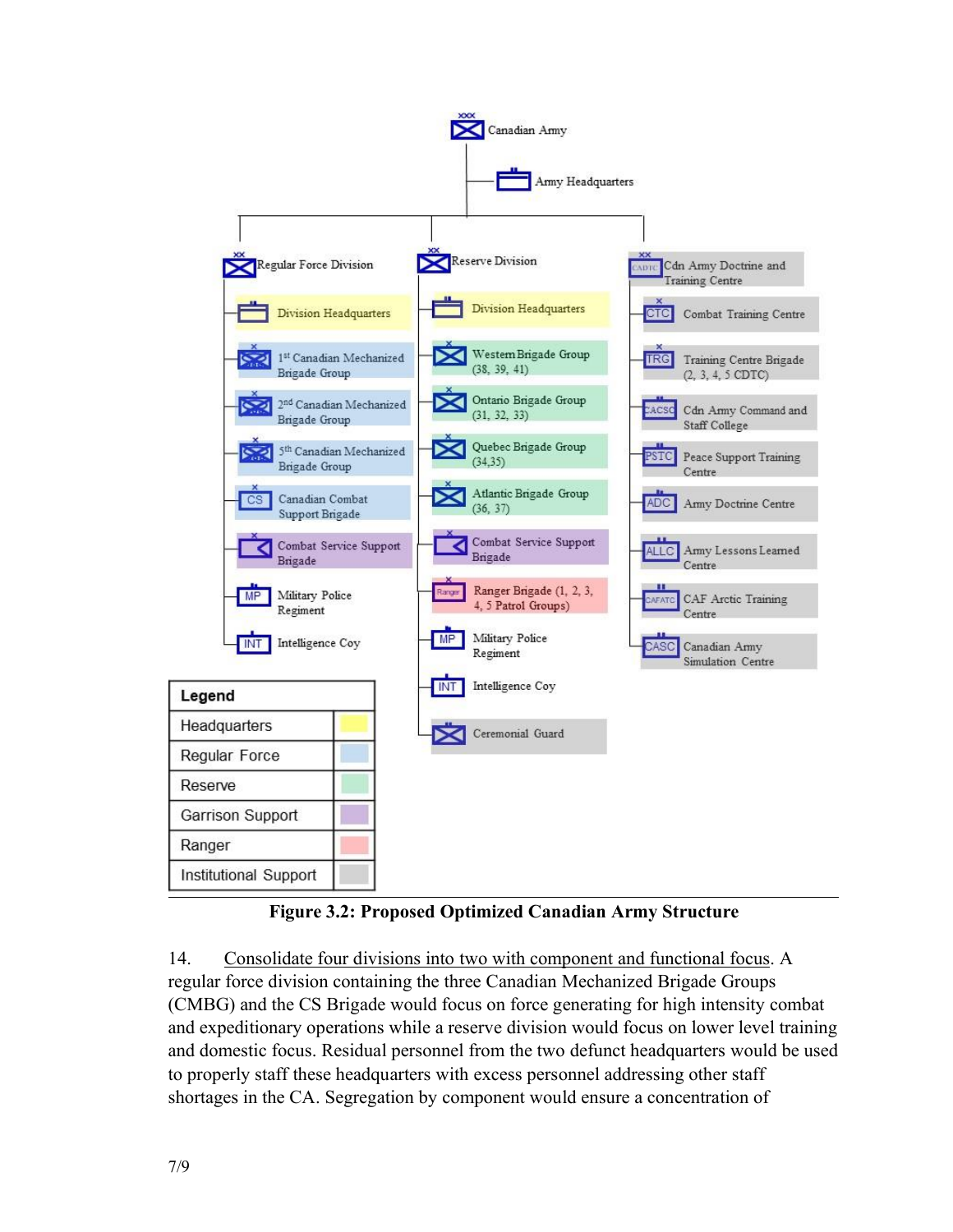- Canadian Army
  - Army Headquarters
  - Regular Force Division
    - Division Headquarters
    - 1st Canadian Mechanized Brigade Group
    - 2nd Canadian Mechanized Brigade Group
    - 5th Canadian Mechanized Brigade Group
    - CS — Canadian Combat Support Brigade
    - Combat Service Support Brigade
    - MP — Military Police Regiment
    - INT — Intelligence Coy
  - Reserve Division
    - Division Headquarters
    - Western Brigade Group (38, 39, 41)
    - Ontario Brigade Group (31, 32, 33)
    - Quebec Brigade Group (34,35)
    - Atlantic Brigade Group (36, 37)
    - Combat Service Support Brigade
    - Ranger — Ranger Brigade (1, 2, 3, 4, 5 Patrol Groups)
    - MP — Military Police Regiment
    - INT — Intelligence Coy
    - Ceremonial Guard
  - CADTC — Cdn Army Doctrine and Training Centre
    - CTC — Combat Training Centre
    - TRG — Training Centre Brigade (2, 3, 4, 5 CDTC)
    - CACSC — Cdn Army Command and Staff College
    - PSTC — Peace Support Training Centre
    - ADC — Army Doctrine Centre
    - ALLC — Army Lessons Learned Centre
    - CAFATC — CAF Arctic Training Centre
    - CASC — Canadian Army Simulation Centre

| Legend | |
|---|---|
| Headquarters | (yellow) |
| Regular Force | (blue) |
| Reserve | (green) |
| Garrison Support | (purple) |
| Ranger | (red) |
| Institutional Support | (grey) |

**Figure 3.2: Proposed Optimized Canadian Army Structure**

14. Consolidate four divisions into two with component and functional focus. A regular force division containing the three Canadian Mechanized Brigade Groups (CMBG) and the CS Brigade would focus on force generating for high intensity combat and expeditionary operations while a reserve division would focus on lower level training and domestic focus. Residual personnel from the two defunct headquarters would be used to properly staff these headquarters with excess personnel addressing other staff shortages in the CA. Segregation by component would ensure a concentration of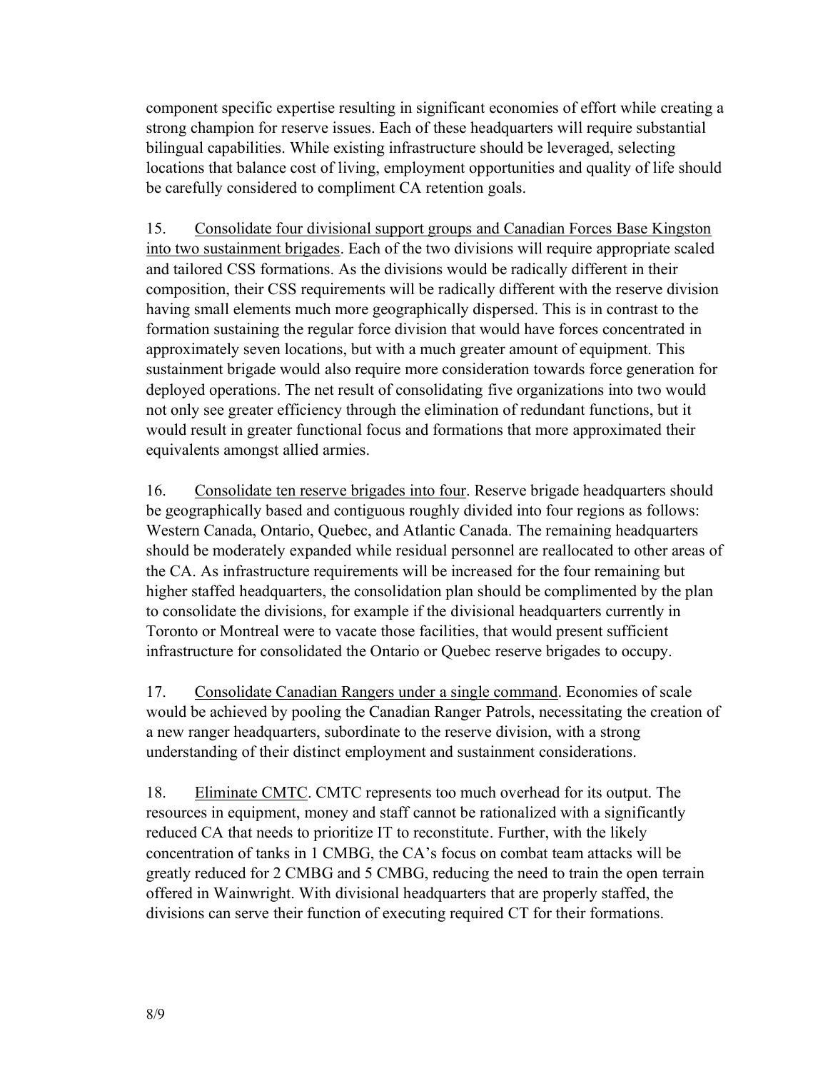component specific expertise resulting in significant economies of effort while creating a strong champion for reserve issues. Each of these headquarters will require substantial bilingual capabilities. While existing infrastructure should be leveraged, selecting locations that balance cost of living, employment opportunities and quality of life should be carefully considered to compliment CA retention goals.

15. Consolidate four divisional support groups and Canadian Forces Base Kingston into two sustainment brigades. Each of the two divisions will require appropriate scaled and tailored CSS formations. As the divisions would be radically different in their composition, their CSS requirements will be radically different with the reserve division having small elements much more geographically dispersed. This is in contrast to the formation sustaining the regular force division that would have forces concentrated in approximately seven locations, but with a much greater amount of equipment. This sustainment brigade would also require more consideration towards force generation for deployed operations. The net result of consolidating five organizations into two would not only see greater efficiency through the elimination of redundant functions, but it would result in greater functional focus and formations that more approximated their equivalents amongst allied armies.

16. Consolidate ten reserve brigades into four. Reserve brigade headquarters should be geographically based and contiguous roughly divided into four regions as follows: Western Canada, Ontario, Quebec, and Atlantic Canada. The remaining headquarters should be moderately expanded while residual personnel are reallocated to other areas of the CA. As infrastructure requirements will be increased for the four remaining but higher staffed headquarters, the consolidation plan should be complimented by the plan to consolidate the divisions, for example if the divisional headquarters currently in Toronto or Montreal were to vacate those facilities, that would present sufficient infrastructure for consolidated the Ontario or Quebec reserve brigades to occupy.

17. Consolidate Canadian Rangers under a single command. Economies of scale would be achieved by pooling the Canadian Ranger Patrols, necessitating the creation of a new ranger headquarters, subordinate to the reserve division, with a strong understanding of their distinct employment and sustainment considerations.

18. Eliminate CMTC. CMTC represents too much overhead for its output. The resources in equipment, money and staff cannot be rationalized with a significantly reduced CA that needs to prioritize IT to reconstitute. Further, with the likely concentration of tanks in 1 CMBG, the CA's focus on combat team attacks will be greatly reduced for 2 CMBG and 5 CMBG, reducing the need to train the open terrain offered in Wainwright. With divisional headquarters that are properly staffed, the divisions can serve their function of executing required CT for their formations.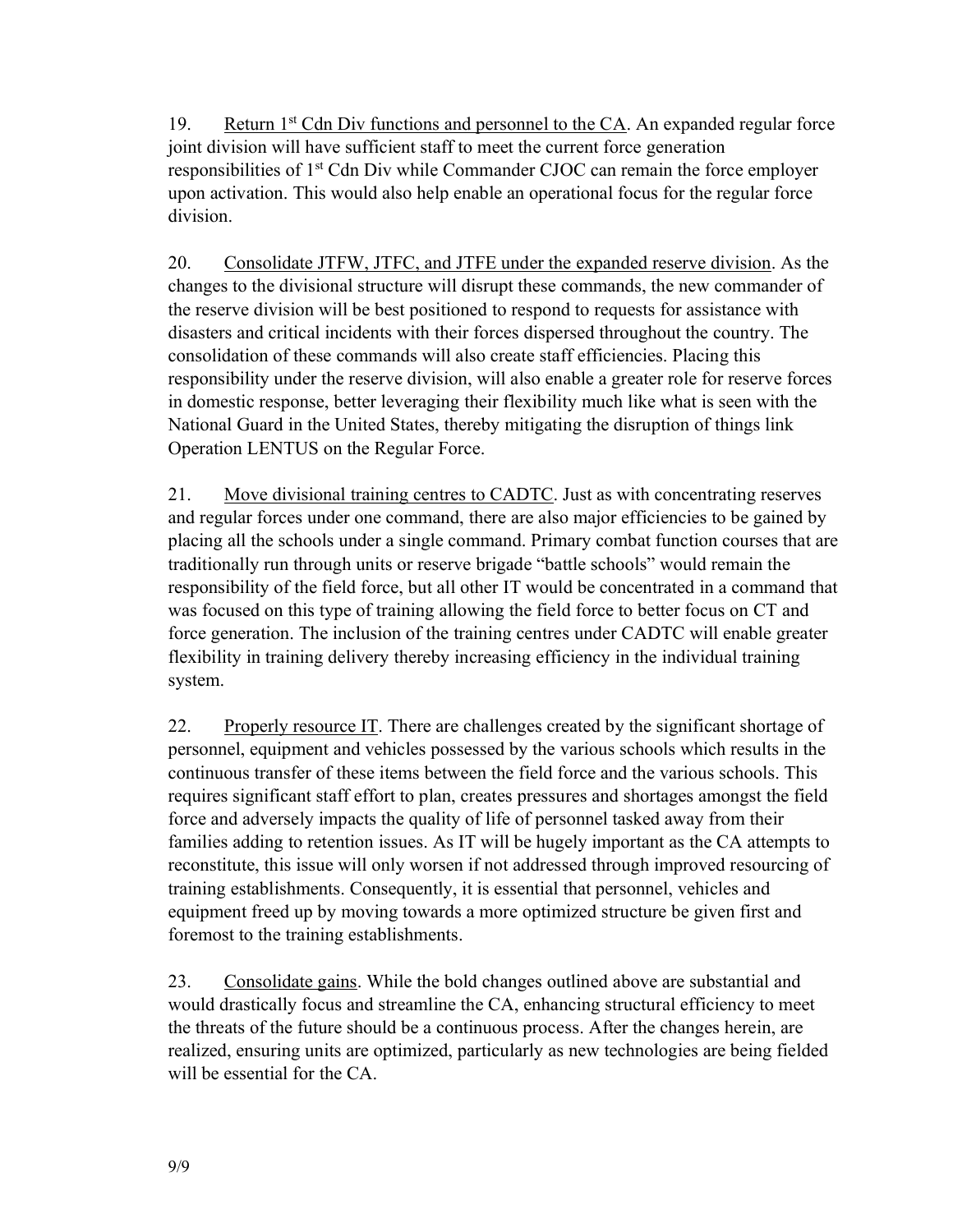19. Return 1st Cdn Div functions and personnel to the CA. An expanded regular force joint division will have sufficient staff to meet the current force generation responsibilities of 1st Cdn Div while Commander CJOC can remain the force employer upon activation. This would also help enable an operational focus for the regular force division.

20. Consolidate JTFW, JTFC, and JTFE under the expanded reserve division. As the changes to the divisional structure will disrupt these commands, the new commander of the reserve division will be best positioned to respond to requests for assistance with disasters and critical incidents with their forces dispersed throughout the country. The consolidation of these commands will also create staff efficiencies. Placing this responsibility under the reserve division, will also enable a greater role for reserve forces in domestic response, better leveraging their flexibility much like what is seen with the National Guard in the United States, thereby mitigating the disruption of things link Operation LENTUS on the Regular Force.

21. Move divisional training centres to CADTC. Just as with concentrating reserves and regular forces under one command, there are also major efficiencies to be gained by placing all the schools under a single command. Primary combat function courses that are traditionally run through units or reserve brigade "battle schools" would remain the responsibility of the field force, but all other IT would be concentrated in a command that was focused on this type of training allowing the field force to better focus on CT and force generation. The inclusion of the training centres under CADTC will enable greater flexibility in training delivery thereby increasing efficiency in the individual training system.

22. Properly resource IT. There are challenges created by the significant shortage of personnel, equipment and vehicles possessed by the various schools which results in the continuous transfer of these items between the field force and the various schools. This requires significant staff effort to plan, creates pressures and shortages amongst the field force and adversely impacts the quality of life of personnel tasked away from their families adding to retention issues. As IT will be hugely important as the CA attempts to reconstitute, this issue will only worsen if not addressed through improved resourcing of training establishments. Consequently, it is essential that personnel, vehicles and equipment freed up by moving towards a more optimized structure be given first and foremost to the training establishments.

23. Consolidate gains. While the bold changes outlined above are substantial and would drastically focus and streamline the CA, enhancing structural efficiency to meet the threats of the future should be a continuous process. After the changes herein, are realized, ensuring units are optimized, particularly as new technologies are being fielded will be essential for the CA.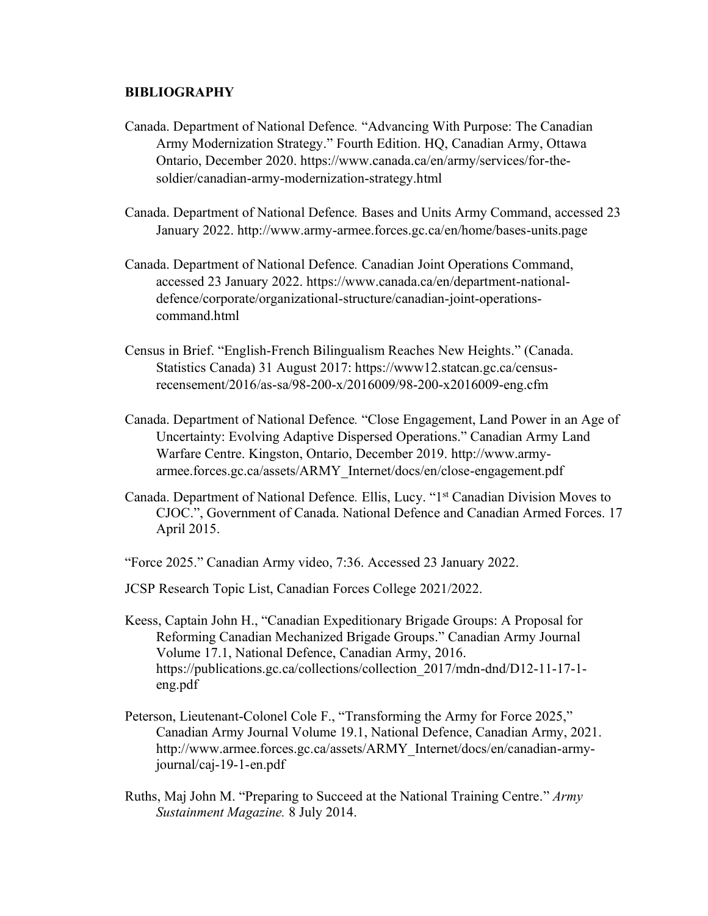## BIBLIOGRAPHY

Canada. Department of National Defence. "Advancing With Purpose: The Canadian Army Modernization Strategy." Fourth Edition. HQ, Canadian Army, Ottawa Ontario, December 2020. https://www.canada.ca/en/army/services/for-the-soldier/canadian-army-modernization-strategy.html

Canada. Department of National Defence. Bases and Units Army Command, accessed 23 January 2022. http://www.army-armee.forces.gc.ca/en/home/bases-units.page

Canada. Department of National Defence. Canadian Joint Operations Command, accessed 23 January 2022. https://www.canada.ca/en/department-national-defence/corporate/organizational-structure/canadian-joint-operations-command.html

Census in Brief. "English-French Bilingualism Reaches New Heights." (Canada. Statistics Canada) 31 August 2017: https://www12.statcan.gc.ca/census-recensement/2016/as-sa/98-200-x/2016009/98-200-x2016009-eng.cfm

Canada. Department of National Defence. "Close Engagement, Land Power in an Age of Uncertainty: Evolving Adaptive Dispersed Operations." Canadian Army Land Warfare Centre. Kingston, Ontario, December 2019. http://www.army-armee.forces.gc.ca/assets/ARMY_Internet/docs/en/close-engagement.pdf

Canada. Department of National Defence. Ellis, Lucy. "1st Canadian Division Moves to CJOC.", Government of Canada. National Defence and Canadian Armed Forces. 17 April 2015.

"Force 2025." Canadian Army video, 7:36. Accessed 23 January 2022.

JCSP Research Topic List, Canadian Forces College 2021/2022.

Keess, Captain John H., "Canadian Expeditionary Brigade Groups: A Proposal for Reforming Canadian Mechanized Brigade Groups." Canadian Army Journal Volume 17.1, National Defence, Canadian Army, 2016. https://publications.gc.ca/collections/collection_2017/mdn-dnd/D12-11-17-1-eng.pdf

Peterson, Lieutenant-Colonel Cole F., "Transforming the Army for Force 2025," Canadian Army Journal Volume 19.1, National Defence, Canadian Army, 2021. http://www.armee.forces.gc.ca/assets/ARMY_Internet/docs/en/canadian-army-journal/caj-19-1-en.pdf

Ruths, Maj John M. "Preparing to Succeed at the National Training Centre." *Army Sustainment Magazine.* 8 July 2014.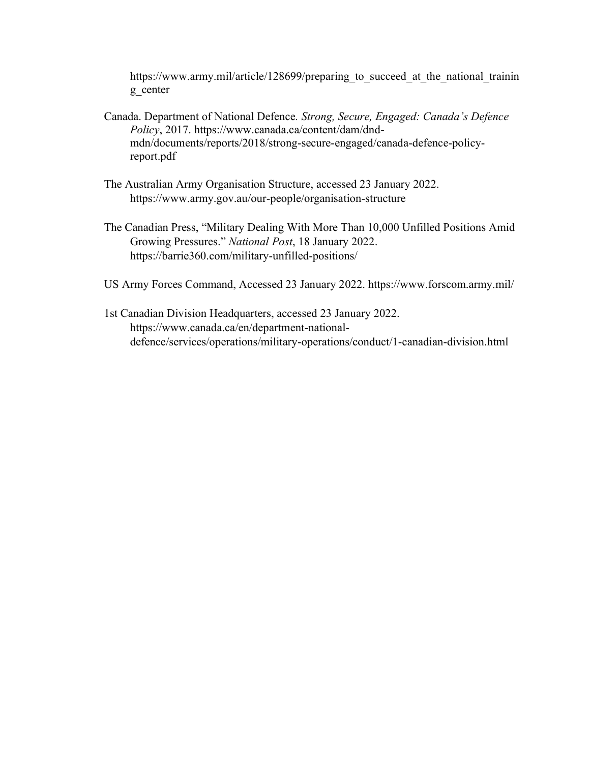https://www.army.mil/article/128699/preparing_to_succeed_at_the_national_training_center

Canada. Department of National Defence. *Strong, Secure, Engaged: Canada's Defence Policy*, 2017. https://www.canada.ca/content/dam/dnd-mdn/documents/reports/2018/strong-secure-engaged/canada-defence-policy-report.pdf

The Australian Army Organisation Structure, accessed 23 January 2022. https://www.army.gov.au/our-people/organisation-structure

The Canadian Press, "Military Dealing With More Than 10,000 Unfilled Positions Amid Growing Pressures." *National Post*, 18 January 2022. https://barrie360.com/military-unfilled-positions/

US Army Forces Command, Accessed 23 January 2022. https://www.forscom.army.mil/

1st Canadian Division Headquarters, accessed 23 January 2022. https://www.canada.ca/en/department-national-defence/services/operations/military-operations/conduct/1-canadian-division.html